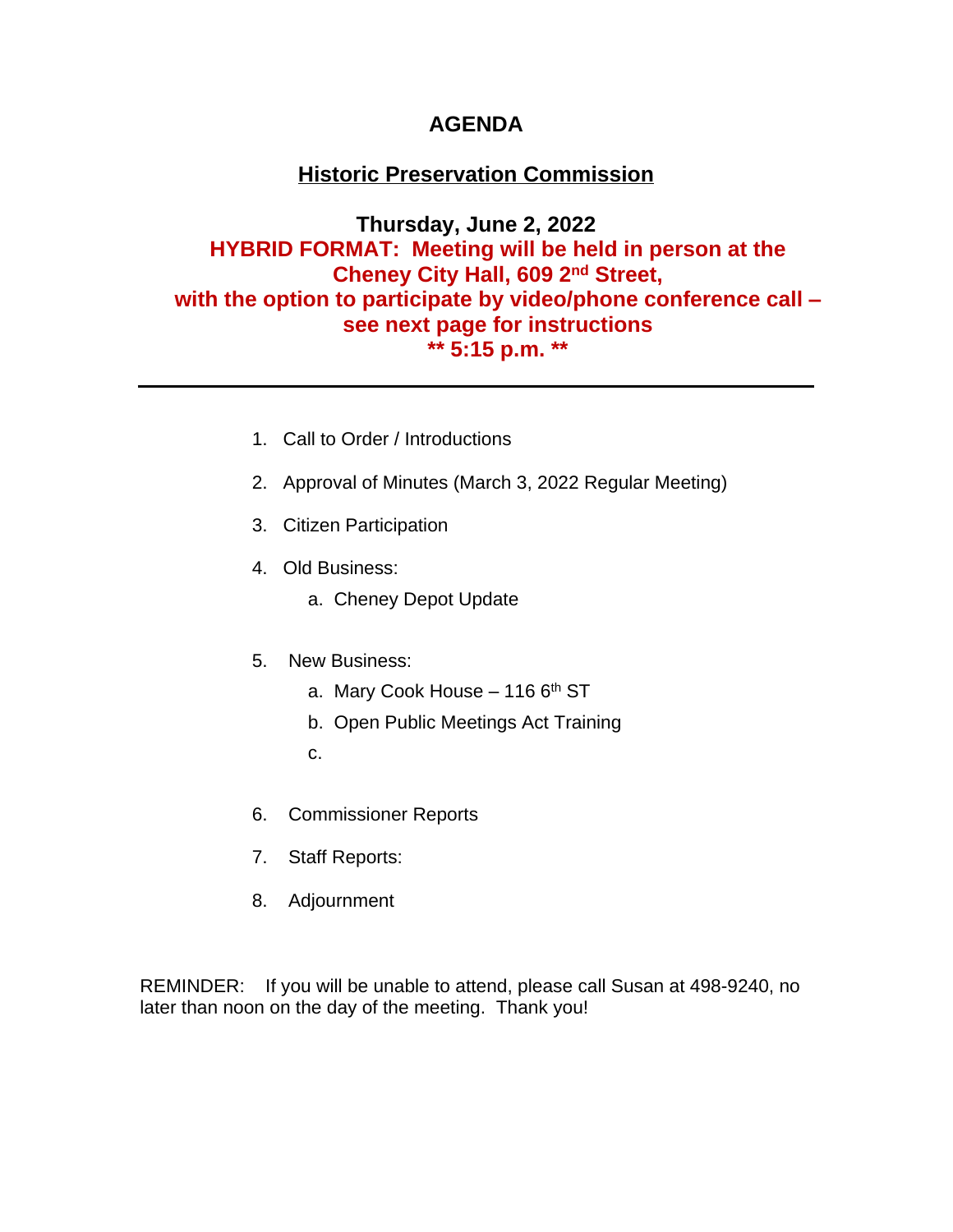# AGENDA

## Historic Preservation Commission

**Thursday, June 2, 2022**

**HYBRID FORMAT: Meeting will be held in person at the Cheney City Hall, 609 2nd Street, with the option to participate by video/phone conference call – see next page for instructions**

**\*\* 5:15 p.m. \*\***

---

1. Call to Order / Introductions
2. Approval of Minutes (March 3, 2022 Regular Meeting)
3. Citizen Participation
4. Old Business:
   a. Cheney Depot Update
5. New Business:
   a. Mary Cook House – 116 6th ST
   b. Open Public Meetings Act Training
   c.
6. Commissioner Reports
7. Staff Reports:
8. Adjournment

REMINDER: If you will be unable to attend, please call Susan at 498-9240, no later than noon on the day of the meeting. Thank you!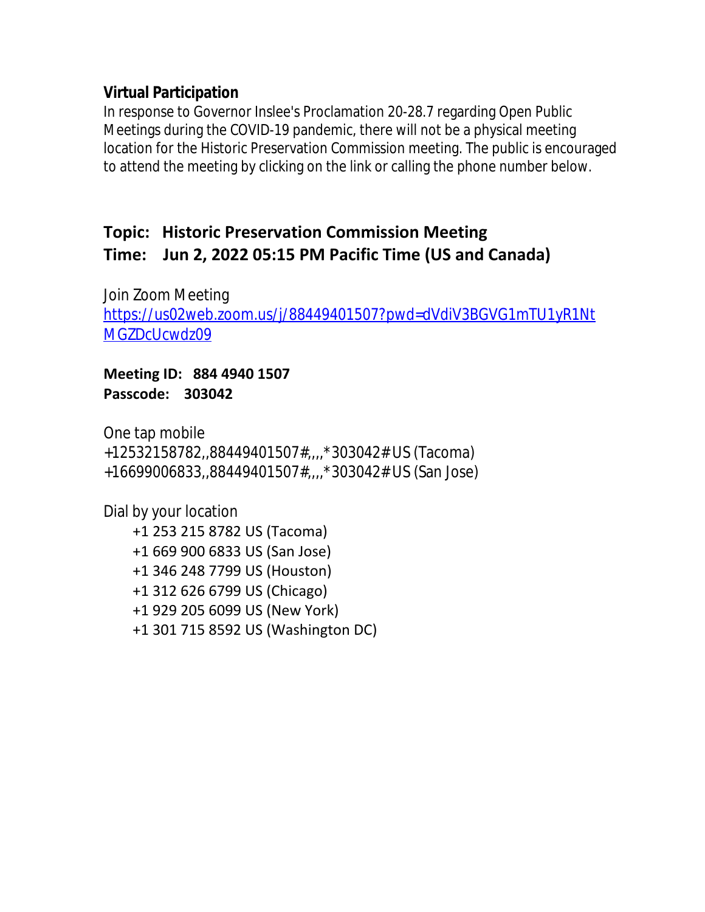**Virtual Participation**

In response to Governor Inslee's Proclamation 20-28.7 regarding Open Public Meetings during the COVID-19 pandemic, there will not be a physical meeting location for the Historic Preservation Commission meeting. The public is encouraged to attend the meeting by clicking on the link or calling the phone number below.

## Topic: Historic Preservation Commission Meeting
## Time: Jun 2, 2022 05:15 PM Pacific Time (US and Canada)

Join Zoom Meeting
https://us02web.zoom.us/j/88449401507?pwd=dVdiV3BGVG1mTU1yR1NtMGZDcUcwdz09

**Meeting ID: 884 4940 1507**
**Passcode: 303042**

One tap mobile
+12532158782,,88449401507#,,,,*303042# US (Tacoma)
+16699006833,,88449401507#,,,,*303042# US (San Jose)

Dial by your location
- +1 253 215 8782 US (Tacoma)
- +1 669 900 6833 US (San Jose)
- +1 346 248 7799 US (Houston)
- +1 312 626 6799 US (Chicago)
- +1 929 205 6099 US (New York)
- +1 301 715 8592 US (Washington DC)